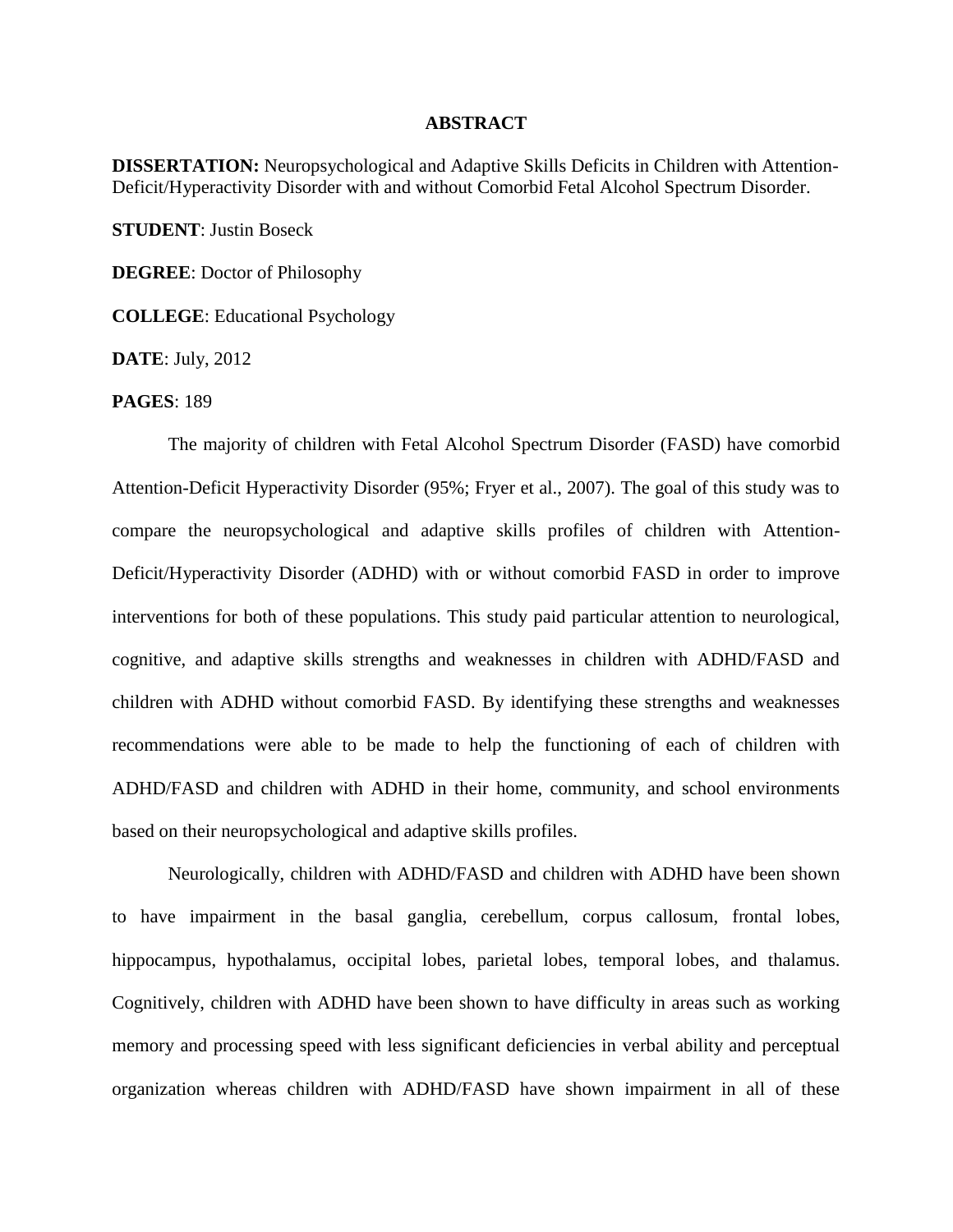# ABSTRACT

**DISSERTATION:** Neuropsychological and Adaptive Skills Deficits in Children with Attention-Deficit/Hyperactivity Disorder with and without Comorbid Fetal Alcohol Spectrum Disorder.

**STUDENT**: Justin Boseck

**DEGREE**: Doctor of Philosophy

**COLLEGE**: Educational Psychology

**DATE**: July, 2012

**PAGES**: 189

The majority of children with Fetal Alcohol Spectrum Disorder (FASD) have comorbid Attention-Deficit Hyperactivity Disorder (95%; Fryer et al., 2007). The goal of this study was to compare the neuropsychological and adaptive skills profiles of children with Attention-Deficit/Hyperactivity Disorder (ADHD) with or without comorbid FASD in order to improve interventions for both of these populations. This study paid particular attention to neurological, cognitive, and adaptive skills strengths and weaknesses in children with ADHD/FASD and children with ADHD without comorbid FASD. By identifying these strengths and weaknesses recommendations were able to be made to help the functioning of each of children with ADHD/FASD and children with ADHD in their home, community, and school environments based on their neuropsychological and adaptive skills profiles.

Neurologically, children with ADHD/FASD and children with ADHD have been shown to have impairment in the basal ganglia, cerebellum, corpus callosum, frontal lobes, hippocampus, hypothalamus, occipital lobes, parietal lobes, temporal lobes, and thalamus. Cognitively, children with ADHD have been shown to have difficulty in areas such as working memory and processing speed with less significant deficiencies in verbal ability and perceptual organization whereas children with ADHD/FASD have shown impairment in all of these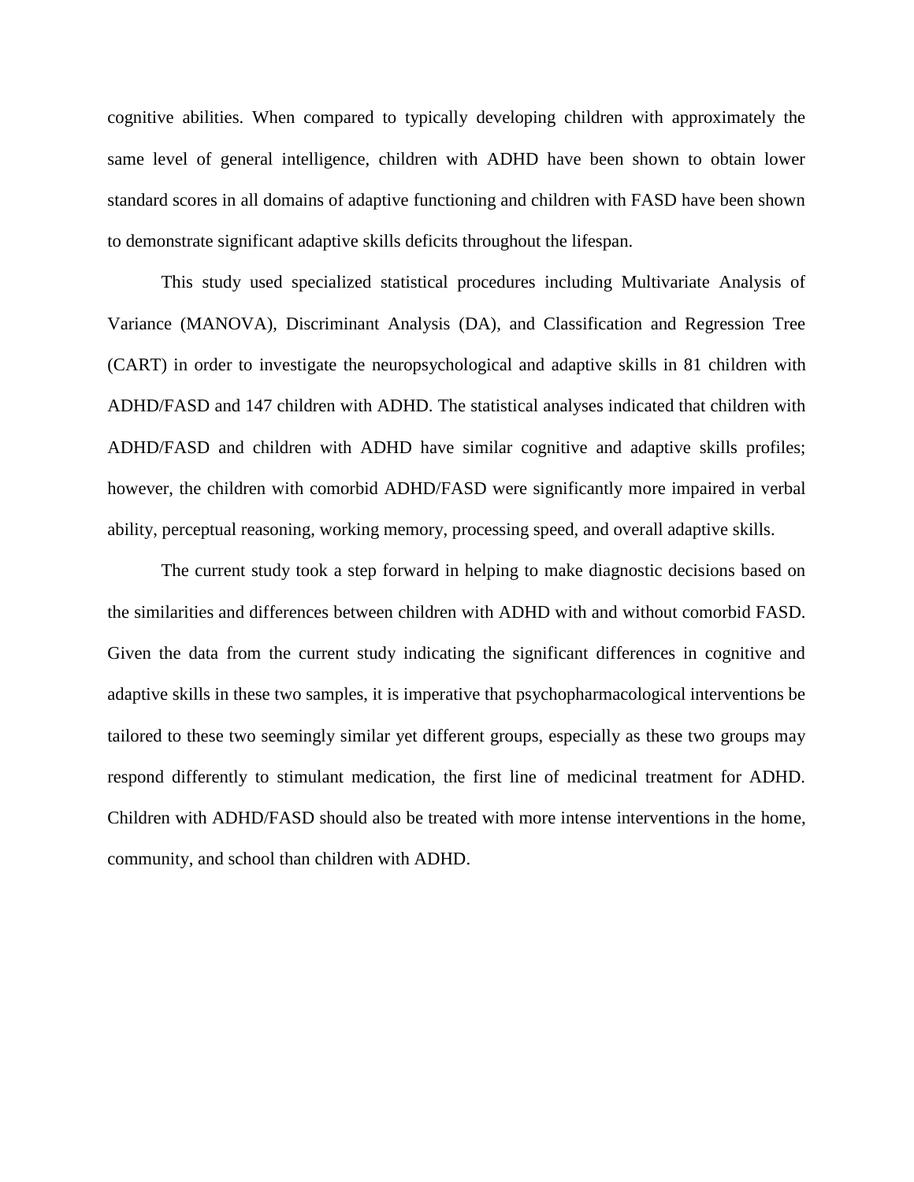cognitive abilities. When compared to typically developing children with approximately the same level of general intelligence, children with ADHD have been shown to obtain lower standard scores in all domains of adaptive functioning and children with FASD have been shown to demonstrate significant adaptive skills deficits throughout the lifespan.

This study used specialized statistical procedures including Multivariate Analysis of Variance (MANOVA), Discriminant Analysis (DA), and Classification and Regression Tree (CART) in order to investigate the neuropsychological and adaptive skills in 81 children with ADHD/FASD and 147 children with ADHD. The statistical analyses indicated that children with ADHD/FASD and children with ADHD have similar cognitive and adaptive skills profiles; however, the children with comorbid ADHD/FASD were significantly more impaired in verbal ability, perceptual reasoning, working memory, processing speed, and overall adaptive skills.

The current study took a step forward in helping to make diagnostic decisions based on the similarities and differences between children with ADHD with and without comorbid FASD. Given the data from the current study indicating the significant differences in cognitive and adaptive skills in these two samples, it is imperative that psychopharmacological interventions be tailored to these two seemingly similar yet different groups, especially as these two groups may respond differently to stimulant medication, the first line of medicinal treatment for ADHD. Children with ADHD/FASD should also be treated with more intense interventions in the home, community, and school than children with ADHD.